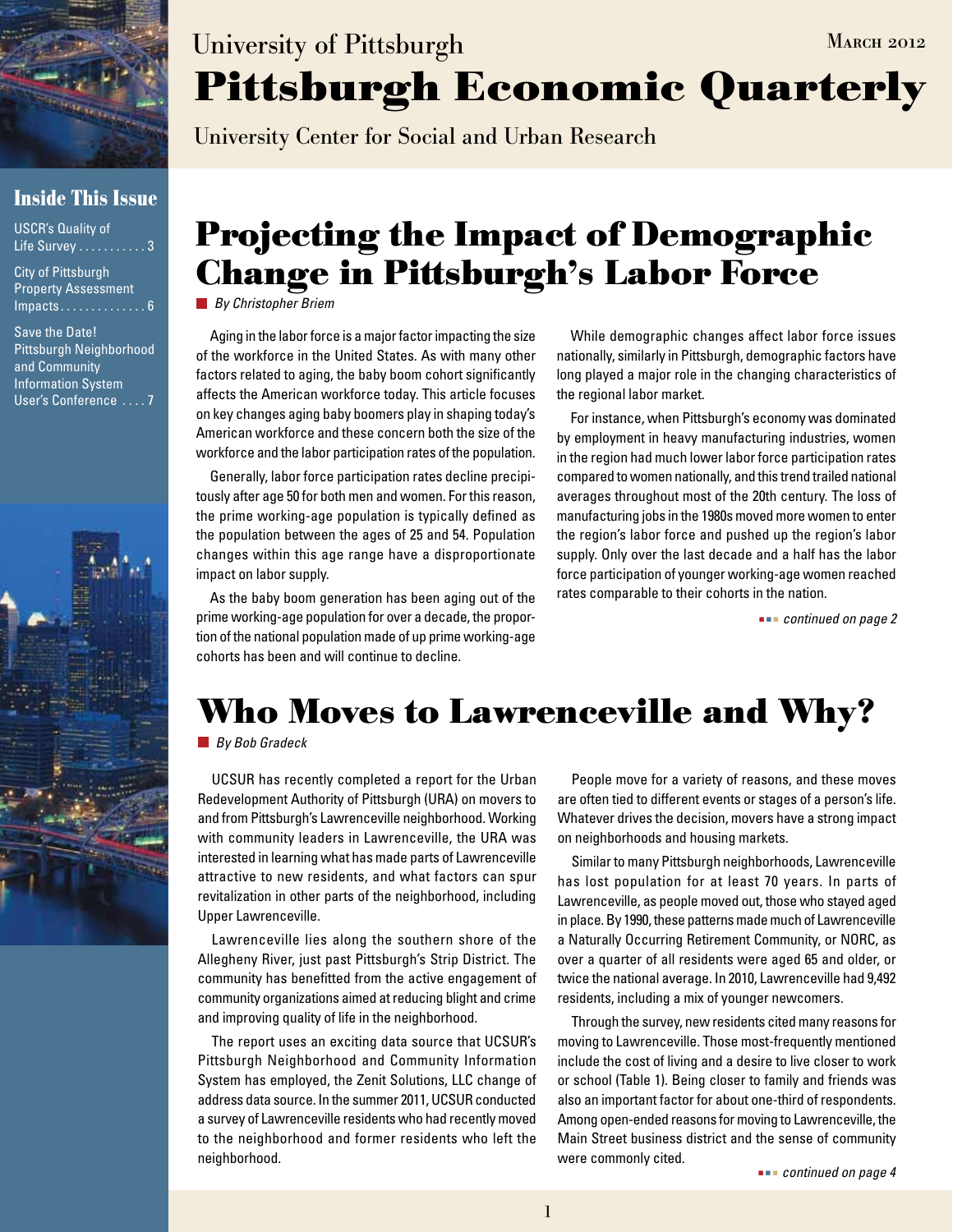University of Pittsburgh

# Pittsburgh Economic Quarterly

University Center for Social and Urban Research

March 2012

## Inside This Issue

USCR's Quality of Life Survey . . . . . . . . . . . 3

City of Pittsburgh Property Assessment Impacts. . . . . . . . . . . . . 6

Save the Date! Pittsburgh Neighborhood and Community Information System User's Conference . . . . 7

# Projecting the Impact of Demographic Change in Pittsburgh's Labor Force

*By Christopher Briem*

Aging in the labor force is a major factor impacting the size of the workforce in the United States. As with many other factors related to aging, the baby boom cohort significantly affects the American workforce today. This article focuses on key changes aging baby boomers play in shaping today's American workforce and these concern both the size of the workforce and the labor participation rates of the population.

Generally, labor force participation rates decline precipitously after age 50 for both men and women. For this reason, the prime working-age population is typically defined as the population between the ages of 25 and 54. Population changes within this age range have a disproportionate impact on labor supply.

As the baby boom generation has been aging out of the prime working-age population for over a decade, the proportion of the national population made of up prime working-age cohorts has been and will continue to decline.

While demographic changes affect labor force issues nationally, similarly in Pittsburgh, demographic factors have long played a major role in the changing characteristics of the regional labor market.

For instance, when Pittsburgh's economy was dominated by employment in heavy manufacturing industries, women in the region had much lower labor force participation rates compared to women nationally, and this trend trailed national averages throughout most of the 20th century. The loss of manufacturing jobs in the 1980s moved more women to enter the region's labor force and pushed up the region's labor supply. Only over the last decade and a half has the labor force participation of younger working-age women reached rates comparable to their cohorts in the nation.

*continued on page 2*

# Who Moves to Lawrenceville and Why?

*By Bob Gradeck*

UCSUR has recently completed a report for the Urban Redevelopment Authority of Pittsburgh (URA) on movers to and from Pittsburgh's Lawrenceville neighborhood. Working with community leaders in Lawrenceville, the URA was interested in learning what has made parts of Lawrenceville attractive to new residents, and what factors can spur revitalization in other parts of the neighborhood, including Upper Lawrenceville.

Lawrenceville lies along the southern shore of the Allegheny River, just past Pittsburgh's Strip District. The community has benefitted from the active engagement of community organizations aimed at reducing blight and crime and improving quality of life in the neighborhood.

The report uses an exciting data source that UCSUR's Pittsburgh Neighborhood and Community Information System has employed, the Zenit Solutions, LLC change of address data source. In the summer 2011, UCSUR conducted a survey of Lawrenceville residents who had recently moved to the neighborhood and former residents who left the neighborhood.

People move for a variety of reasons, and these moves are often tied to different events or stages of a person's life. Whatever drives the decision, movers have a strong impact on neighborhoods and housing markets.

Similar to many Pittsburgh neighborhoods, Lawrenceville has lost population for at least 70 years. In parts of Lawrenceville, as people moved out, those who stayed aged in place. By 1990, these patterns made much of Lawrenceville a Naturally Occurring Retirement Community, or NORC, as over a quarter of all residents were aged 65 and older, or twice the national average. In 2010, Lawrenceville had 9,492 residents, including a mix of younger newcomers.

Through the survey, new residents cited many reasons for moving to Lawrenceville. Those most-frequently mentioned include the cost of living and a desire to live closer to work or school (Table 1). Being closer to family and friends was also an important factor for about one-third of respondents. Among open-ended reasons for moving to Lawrenceville, the Main Street business district and the sense of community were commonly cited.

*continued on page 4*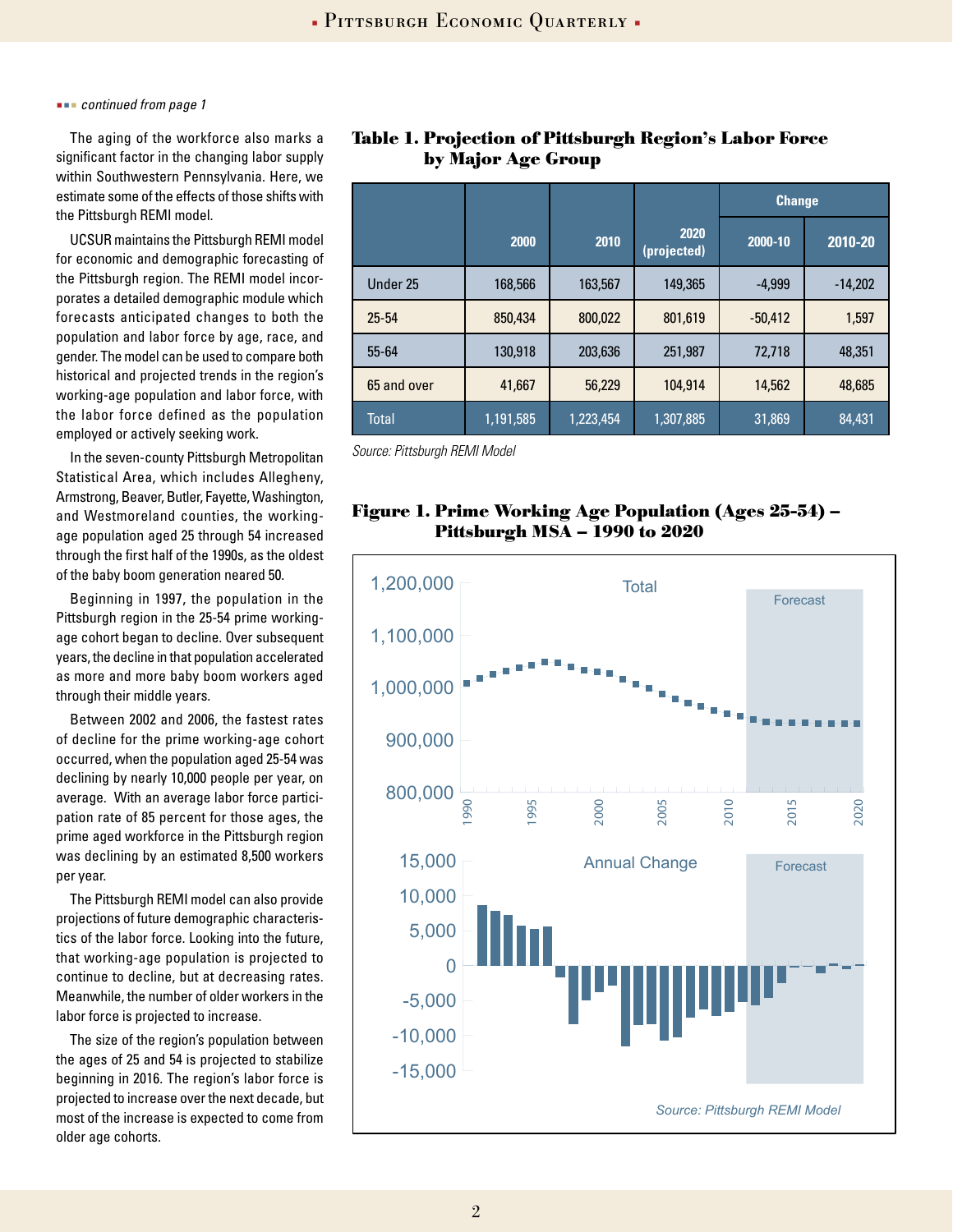*continued from page 1*

The aging of the workforce also marks a significant factor in the changing labor supply within Southwestern Pennsylvania. Here, we estimate some of the effects of those shifts with the Pittsburgh REMI model.

UCSUR maintains the Pittsburgh REMI model for economic and demographic forecasting of the Pittsburgh region. The REMI model incorporates a detailed demographic module which forecasts anticipated changes to both the population and labor force by age, race, and gender. The model can be used to compare both historical and projected trends in the region's working-age population and labor force, with the labor force defined as the population employed or actively seeking work.

In the seven-county Pittsburgh Metropolitan Statistical Area, which includes Allegheny, Armstrong, Beaver, Butler, Fayette, Washington, and Westmoreland counties, the working-age population aged 25 through 54 increased through the first half of the 1990s, as the oldest of the baby boom generation neared 50.

Beginning in 1997, the population in the Pittsburgh region in the 25-54 prime working-age cohort began to decline. Over subsequent years, the decline in that population accelerated as more and more baby boom workers aged through their middle years.

Between 2002 and 2006, the fastest rates of decline for the prime working-age cohort occurred, when the population aged 25-54 was declining by nearly 10,000 people per year, on average. With an average labor force participation rate of 85 percent for those ages, the prime aged workforce in the Pittsburgh region was declining by an estimated 8,500 workers per year.

The Pittsburgh REMI model can also provide projections of future demographic characteristics of the labor force. Looking into the future, that working-age population is projected to continue to decline, but at decreasing rates. Meanwhile, the number of older workers in the labor force is projected to increase.

The size of the region's population between the ages of 25 and 54 is projected to stabilize beginning in 2016. The region's labor force is projected to increase over the next decade, but most of the increase is expected to come from older age cohorts.

## Table 1. Projection of Pittsburgh Region's Labor Force by Major Age Group

| | 2000 | 2010 | 2020 (projected) | Change | |
|---|---|---|---|---|---|
| | | | | 2000-10 | 2010-20 |
| Under 25 | 168,566 | 163,567 | 149,365 | -4,999 | -14,202 |
| 25-54 | 850,434 | 800,022 | 801,619 | -50,412 | 1,597 |
| 55-64 | 130,918 | 203,636 | 251,987 | 72,718 | 48,351 |
| 65 and over | 41,667 | 56,229 | 104,914 | 14,562 | 48,685 |
| Total | 1,191,585 | 1,223,454 | 1,307,885 | 31,869 | 84,431 |

*Source: Pittsburgh REMI Model*

## Figure 1. Prime Working Age Population (Ages 25-54) – Pittsburgh MSA – 1990 to 2020

*Source: Pittsburgh REMI Model*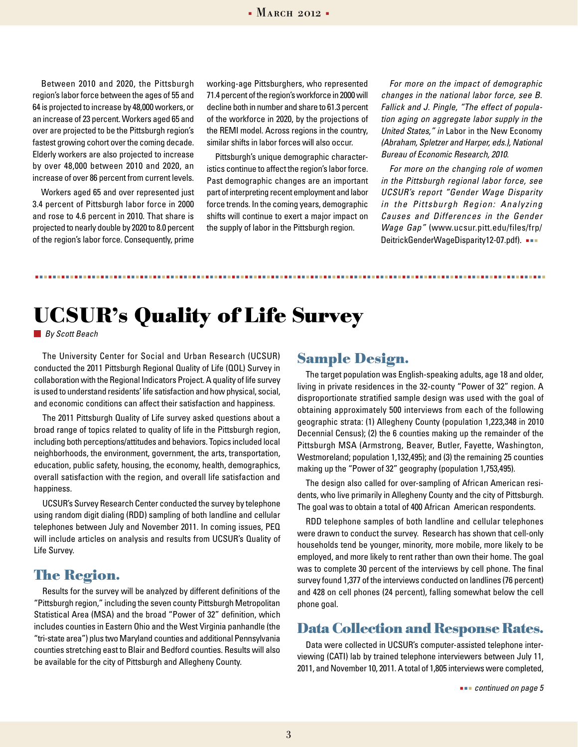Between 2010 and 2020, the Pittsburgh region's labor force between the ages of 55 and 64 is projected to increase by 48,000 workers, or an increase of 23 percent. Workers aged 65 and over are projected to be the Pittsburgh region's fastest growing cohort over the coming decade. Elderly workers are also projected to increase by over 48,000 between 2010 and 2020, an increase of over 86 percent from current levels.

Workers aged 65 and over represented just 3.4 percent of Pittsburgh labor force in 2000 and rose to 4.6 percent in 2010. That share is projected to nearly double by 2020 to 8.0 percent of the region's labor force. Consequently, prime working-age Pittsburghers, who represented 71.4 percent of the region's workforce in 2000 will decline both in number and share to 61.3 percent of the workforce in 2020, by the projections of the REMI model. Across regions in the country, similar shifts in labor forces will also occur.

Pittsburgh's unique demographic characteristics continue to affect the region's labor force. Past demographic changes are an important part of interpreting recent employment and labor force trends. In the coming years, demographic shifts will continue to exert a major impact on the supply of labor in the Pittsburgh region.

*For more on the impact of demographic changes in the national labor force, see B. Fallick and J. Pingle, "The effect of population aging on aggregate labor supply in the United States," in* Labor in the New Economy *(Abraham, Spletzer and Harper, eds.), National Bureau of Economic Research, 2010.*

*For more on the changing role of women in the Pittsburgh regional labor force, see UCSUR's report "Gender Wage Disparity in the Pittsburgh Region: Analyzing Causes and Differences in the Gender Wage Gap"* (www.ucsur.pitt.edu/files/frp/DeitrickGenderWageDisparity12-07.pdf).

# UCSUR's Quality of Life Survey

*By Scott Beach*

The University Center for Social and Urban Research (UCSUR) conducted the 2011 Pittsburgh Regional Quality of Life (QOL) Survey in collaboration with the Regional Indicators Project. A quality of life survey is used to understand residents' life satisfaction and how physical, social, and economic conditions can affect their satisfaction and happiness.

The 2011 Pittsburgh Quality of Life survey asked questions about a broad range of topics related to quality of life in the Pittsburgh region, including both perceptions/attitudes and behaviors. Topics included local neighborhoods, the environment, government, the arts, transportation, education, public safety, housing, the economy, health, demographics, overall satisfaction with the region, and overall life satisfaction and happiness.

UCSUR's Survey Research Center conducted the survey by telephone using random digit dialing (RDD) sampling of both landline and cellular telephones between July and November 2011. In coming issues, PEQ will include articles on analysis and results from UCSUR's Quality of Life Survey.

## The Region.

Results for the survey will be analyzed by different definitions of the "Pittsburgh region," including the seven county Pittsburgh Metropolitan Statistical Area (MSA) and the broad "Power of 32" definition, which includes counties in Eastern Ohio and the West Virginia panhandle (the "tri-state area") plus two Maryland counties and additional Pennsylvania counties stretching east to Blair and Bedford counties. Results will also be available for the city of Pittsburgh and Allegheny County.

## Sample Design.

The target population was English-speaking adults, age 18 and older, living in private residences in the 32-county "Power of 32" region. A disproportionate stratified sample design was used with the goal of obtaining approximately 500 interviews from each of the following geographic strata: (1) Allegheny County (population 1,223,348 in 2010 Decennial Census); (2) the 6 counties making up the remainder of the Pittsburgh MSA (Armstrong, Beaver, Butler, Fayette, Washington, Westmoreland; population 1,132,495); and (3) the remaining 25 counties making up the "Power of 32" geography (population 1,753,495).

The design also called for over-sampling of African American residents, who live primarily in Allegheny County and the city of Pittsburgh. The goal was to obtain a total of 400 African American respondents.

RDD telephone samples of both landline and cellular telephones were drawn to conduct the survey. Research has shown that cell-only households tend be younger, minority, more mobile, more likely to be employed, and more likely to rent rather than own their home. The goal was to complete 30 percent of the interviews by cell phone. The final survey found 1,377 of the interviews conducted on landlines (76 percent) and 428 on cell phones (24 percent), falling somewhat below the cell phone goal.

## Data Collection and Response Rates.

Data were collected in UCSUR's computer-assisted telephone interviewing (CATI) lab by trained telephone interviewers between July 11, 2011, and November 10, 2011. A total of 1,805 interviews were completed,

*continued on page 5*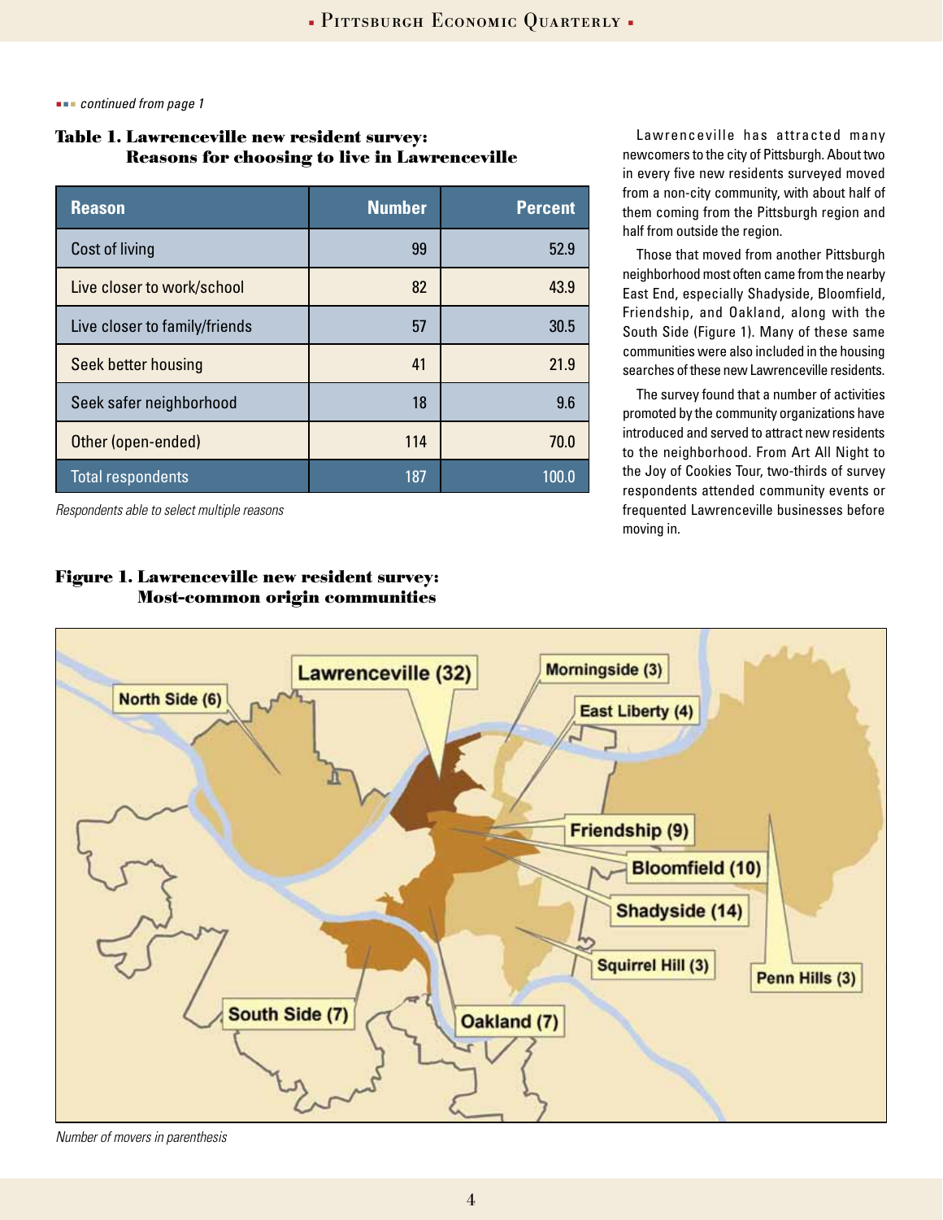*continued from page 1*

### Table 1. Lawrenceville new resident survey: Reasons for choosing to live in Lawrenceville

| Reason | Number | Percent |
|---|---|---|
| Cost of living | 99 | 52.9 |
| Live closer to work/school | 82 | 43.9 |
| Live closer to family/friends | 57 | 30.5 |
| Seek better housing | 41 | 21.9 |
| Seek safer neighborhood | 18 | 9.6 |
| Other (open-ended) | 114 | 70.0 |
| Total respondents | 187 | 100.0 |

*Respondents able to select multiple reasons*

Lawrenceville has attracted many newcomers to the city of Pittsburgh. About two in every five new residents surveyed moved from a non-city community, with about half of them coming from the Pittsburgh region and half from outside the region.

Those that moved from another Pittsburgh neighborhood most often came from the nearby East End, especially Shadyside, Bloomfield, Friendship, and Oakland, along with the South Side (Figure 1). Many of these same communities were also included in the housing searches of these new Lawrenceville residents.

The survey found that a number of activities promoted by the community organizations have introduced and served to attract new residents to the neighborhood. From Art All Night to the Joy of Cookies Tour, two-thirds of survey respondents attended community events or frequented Lawrenceville businesses before moving in.

### Figure 1. Lawrenceville new resident survey: Most-common origin communities

Lawrenceville (32)
North Side (6)
Morningside (3)
East Liberty (4)
Friendship (9)
Bloomfield (10)
Shadyside (14)
Squirrel Hill (3)
Penn Hills (3)
South Side (7)
Oakland (7)

*Number of movers in parenthesis*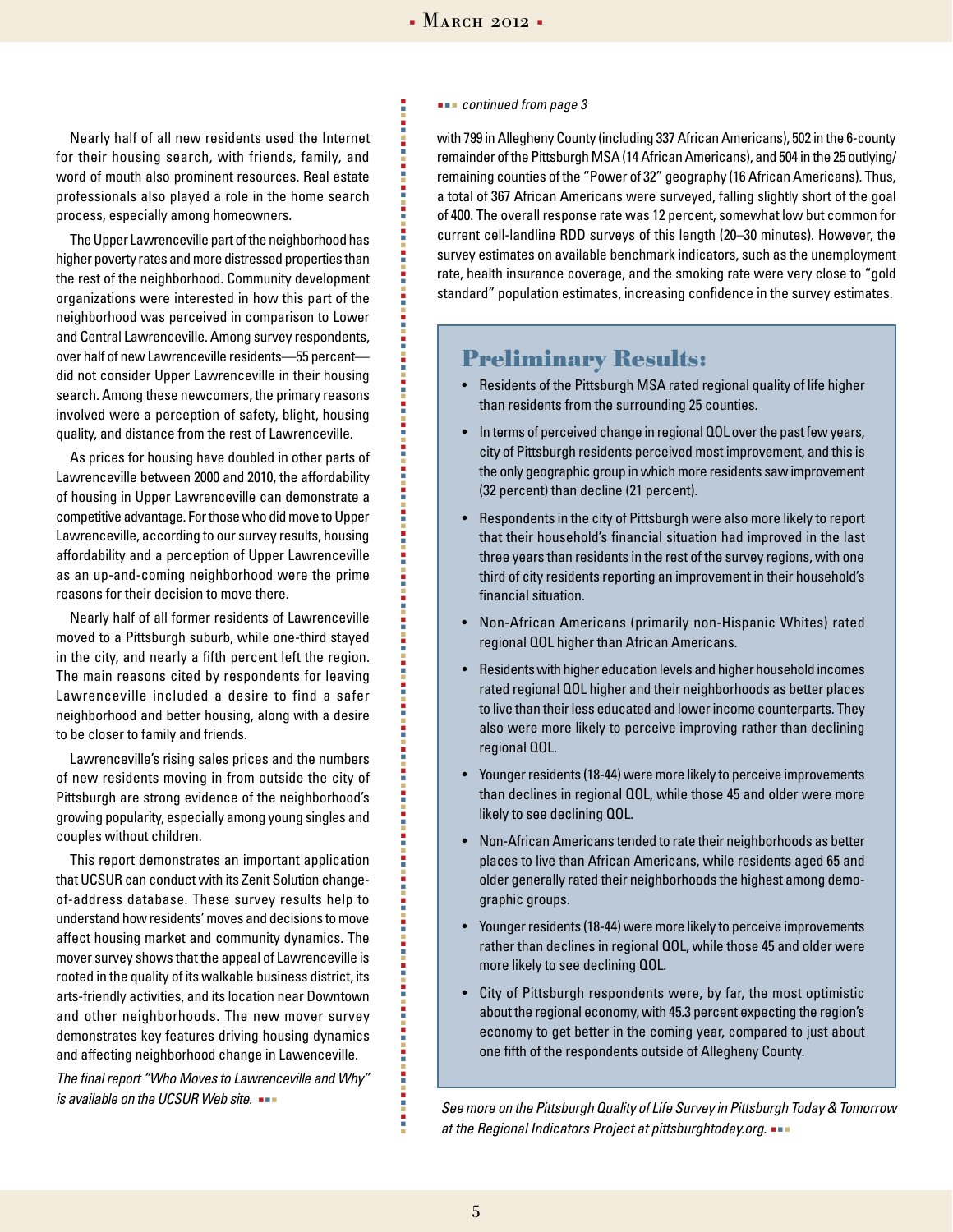Nearly half of all new residents used the Internet for their housing search, with friends, family, and word of mouth also prominent resources. Real estate professionals also played a role in the home search process, especially among homeowners.

The Upper Lawrenceville part of the neighborhood has higher poverty rates and more distressed properties than the rest of the neighborhood. Community development organizations were interested in how this part of the neighborhood was perceived in comparison to Lower and Central Lawrenceville. Among survey respondents, over half of new Lawrenceville residents—55 percent—did not consider Upper Lawrenceville in their housing search. Among these newcomers, the primary reasons involved were a perception of safety, blight, housing quality, and distance from the rest of Lawrenceville.

As prices for housing have doubled in other parts of Lawrenceville between 2000 and 2010, the affordability of housing in Upper Lawrenceville can demonstrate a competitive advantage. For those who did move to Upper Lawrenceville, according to our survey results, housing affordability and a perception of Upper Lawrenceville as an up-and-coming neighborhood were the prime reasons for their decision to move there.

Nearly half of all former residents of Lawrenceville moved to a Pittsburgh suburb, while one-third stayed in the city, and nearly a fifth percent left the region. The main reasons cited by respondents for leaving Lawrenceville included a desire to find a safer neighborhood and better housing, along with a desire to be closer to family and friends.

Lawrenceville's rising sales prices and the numbers of new residents moving in from outside the city of Pittsburgh are strong evidence of the neighborhood's growing popularity, especially among young singles and couples without children.

This report demonstrates an important application that UCSUR can conduct with its Zenit Solution change-of-address database. These survey results help to understand how residents' moves and decisions to move affect housing market and community dynamics. The mover survey shows that the appeal of Lawrenceville is rooted in the quality of its walkable business district, its arts-friendly activities, and its location near Downtown and other neighborhoods. The new mover survey demonstrates key features driving housing dynamics and affecting neighborhood change in Lawenceville.

*The final report "Who Moves to Lawrenceville and Why" is available on the UCSUR Web site.*

*continued from page 3*

with 799 in Allegheny County (including 337 African Americans), 502 in the 6-county remainder of the Pittsburgh MSA (14 African Americans), and 504 in the 25 outlying/remaining counties of the "Power of 32" geography (16 African Americans). Thus, a total of 367 African Americans were surveyed, falling slightly short of the goal of 400. The overall response rate was 12 percent, somewhat low but common for current cell-landline RDD surveys of this length (20–30 minutes). However, the survey estimates on available benchmark indicators, such as the unemployment rate, health insurance coverage, and the smoking rate were very close to "gold standard" population estimates, increasing confidence in the survey estimates.

## Preliminary Results:

- Residents of the Pittsburgh MSA rated regional quality of life higher than residents from the surrounding 25 counties.
- In terms of perceived change in regional QOL over the past few years, city of Pittsburgh residents perceived most improvement, and this is the only geographic group in which more residents saw improvement (32 percent) than decline (21 percent).
- Respondents in the city of Pittsburgh were also more likely to report that their household's financial situation had improved in the last three years than residents in the rest of the survey regions, with one third of city residents reporting an improvement in their household's financial situation.
- Non-African Americans (primarily non-Hispanic Whites) rated regional QOL higher than African Americans.
- Residents with higher education levels and higher household incomes rated regional QOL higher and their neighborhoods as better places to live than their less educated and lower income counterparts. They also were more likely to perceive improving rather than declining regional QOL.
- Younger residents (18-44) were more likely to perceive improvements than declines in regional QOL, while those 45 and older were more likely to see declining QOL.
- Non-African Americans tended to rate their neighborhoods as better places to live than African Americans, while residents aged 65 and older generally rated their neighborhoods the highest among demographic groups.
- Younger residents (18-44) were more likely to perceive improvements rather than declines in regional QOL, while those 45 and older were more likely to see declining QOL.
- City of Pittsburgh respondents were, by far, the most optimistic about the regional economy, with 45.3 percent expecting the region's economy to get better in the coming year, compared to just about one fifth of the respondents outside of Allegheny County.

*See more on the Pittsburgh Quality of Life Survey in Pittsburgh Today & Tomorrow at the Regional Indicators Project at pittsburghtoday.org.*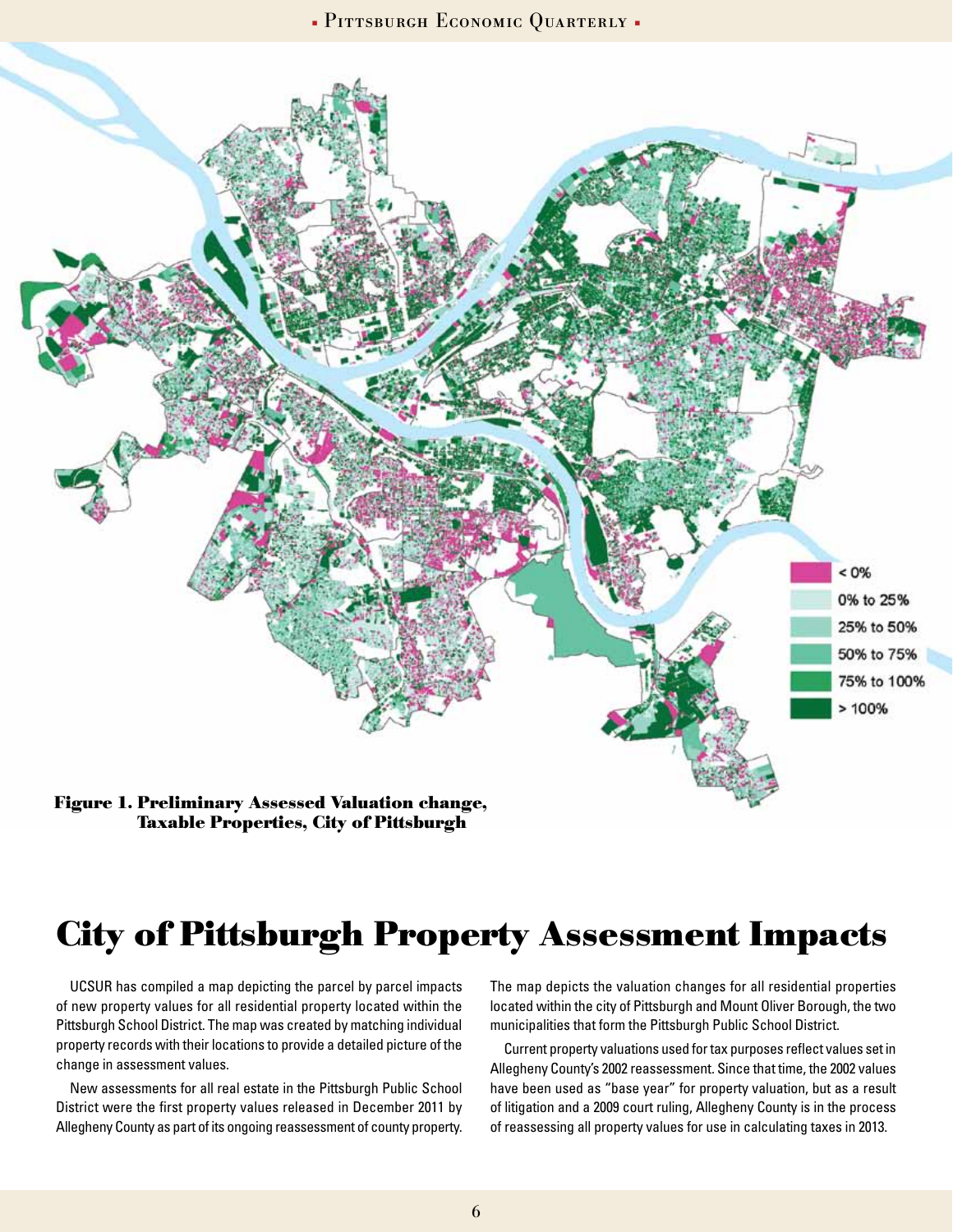Figure 1. Preliminary Assessed Valuation change, Taxable Properties, City of Pittsburgh

# City of Pittsburgh Property Assessment Impacts

UCSUR has compiled a map depicting the parcel by parcel impacts of new property values for all residential property located within the Pittsburgh School District. The map was created by matching individual property records with their locations to provide a detailed picture of the change in assessment values.

New assessments for all real estate in the Pittsburgh Public School District were the first property values released in December 2011 by Allegheny County as part of its ongoing reassessment of county property. The map depicts the valuation changes for all residential properties located within the city of Pittsburgh and Mount Oliver Borough, the two municipalities that form the Pittsburgh Public School District.

Current property valuations used for tax purposes reflect values set in Allegheny County's 2002 reassessment. Since that time, the 2002 values have been used as "base year" for property valuation, but as a result of litigation and a 2009 court ruling, Allegheny County is in the process of reassessing all property values for use in calculating taxes in 2013.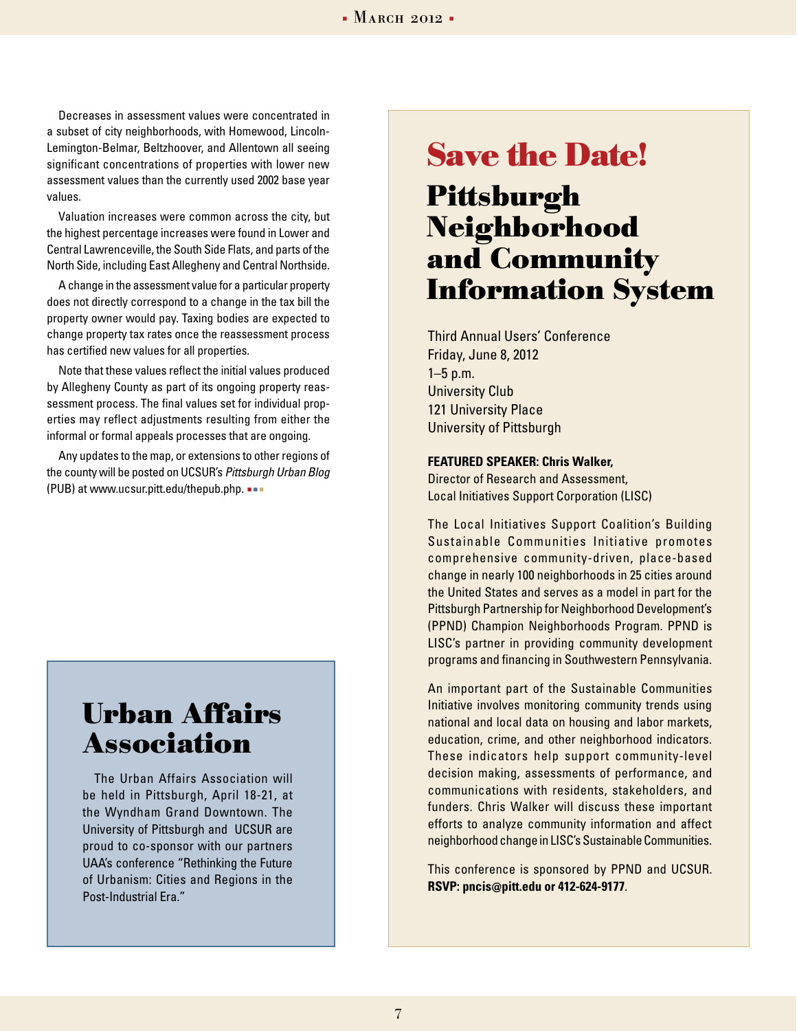Decreases in assessment values were concentrated in a subset of city neighborhoods, with Homewood, Lincoln-Lemington-Belmar, Beltzhoover, and Allentown all seeing significant concentrations of properties with lower new assessment values than the currently used 2002 base year values.

Valuation increases were common across the city, but the highest percentage increases were found in Lower and Central Lawrenceville, the South Side Flats, and parts of the North Side, including East Allegheny and Central Northside.

A change in the assessment value for a particular property does not directly correspond to a change in the tax bill the property owner would pay. Taxing bodies are expected to change property tax rates once the reassessment process has certified new values for all properties.

Note that these values reflect the initial values produced by Allegheny County as part of its ongoing property reassessment process. The final values set for individual properties may reflect adjustments resulting from either the informal or formal appeals processes that are ongoing.

Any updates to the map, or extensions to other regions of the county will be posted on UCSUR's *Pittsburgh Urban Blog* (PUB) at www.ucsur.pitt.edu/thepub.php.

## Urban Affairs Association

The Urban Affairs Association will be held in Pittsburgh, April 18-21, at the Wyndham Grand Downtown. The University of Pittsburgh and UCSUR are proud to co-sponsor with our partners UAA's conference "Rethinking the Future of Urbanism: Cities and Regions in the Post-Industrial Era."

# Save the Date!

## Pittsburgh Neighborhood and Community Information System

Third Annual Users' Conference
Friday, June 8, 2012
1–5 p.m.
University Club
121 University Place
University of Pittsburgh

**FEATURED SPEAKER: Chris Walker,**
Director of Research and Assessment,
Local Initiatives Support Corporation (LISC)

The Local Initiatives Support Coalition's Building Sustainable Communities Initiative promotes comprehensive community-driven, place-based change in nearly 100 neighborhoods in 25 cities around the United States and serves as a model in part for the Pittsburgh Partnership for Neighborhood Development's (PPND) Champion Neighborhoods Program. PPND is LISC's partner in providing community development programs and financing in Southwestern Pennsylvania.

An important part of the Sustainable Communities Initiative involves monitoring community trends using national and local data on housing and labor markets, education, crime, and other neighborhood indicators. These indicators help support community-level decision making, assessments of performance, and communications with residents, stakeholders, and funders. Chris Walker will discuss these important efforts to analyze community information and affect neighborhood change in LISC's Sustainable Communities.

This conference is sponsored by PPND and UCSUR.
**RSVP: pncis@pitt.edu or 412-624-9177**.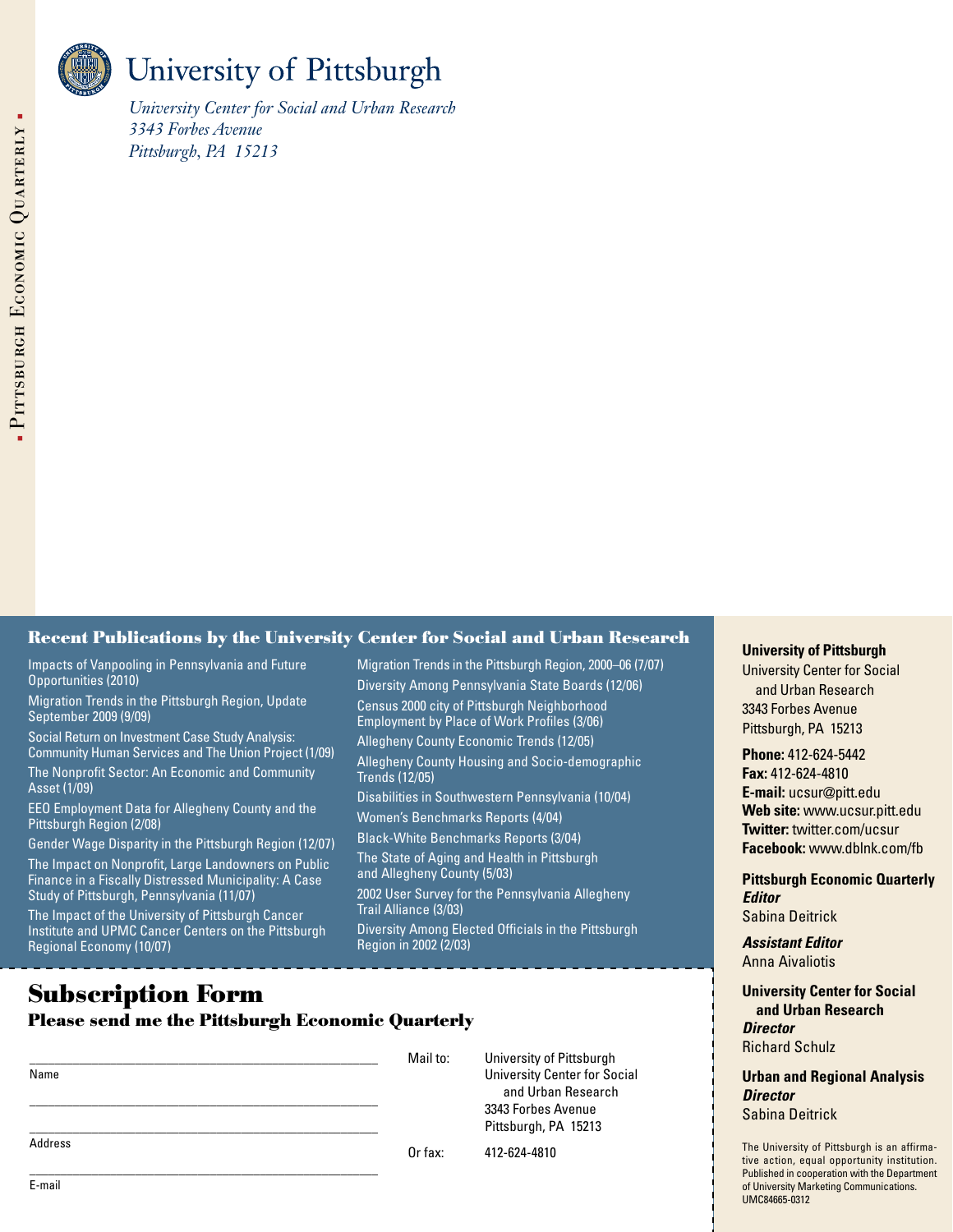University of Pittsburgh

*University Center for Social and Urban Research*
*3343 Forbes Avenue*
*Pittsburgh, PA 15213*

## Recent Publications by the University Center for Social and Urban Research

Impacts of Vanpooling in Pennsylvania and Future Opportunities (2010)

Migration Trends in the Pittsburgh Region, Update September 2009 (9/09)

Social Return on Investment Case Study Analysis: Community Human Services and The Union Project (1/09)

The Nonprofit Sector: An Economic and Community Asset (1/09)

EEO Employment Data for Allegheny County and the Pittsburgh Region (2/08)

Gender Wage Disparity in the Pittsburgh Region (12/07)

The Impact on Nonprofit, Large Landowners on Public Finance in a Fiscally Distressed Municipality: A Case Study of Pittsburgh, Pennsylvania (11/07)

The Impact of the University of Pittsburgh Cancer Institute and UPMC Cancer Centers on the Pittsburgh Regional Economy (10/07)

Migration Trends in the Pittsburgh Region, 2000–06 (7/07)

Diversity Among Pennsylvania State Boards (12/06)

Census 2000 city of Pittsburgh Neighborhood Employment by Place of Work Profiles (3/06)

Allegheny County Economic Trends (12/05)

Allegheny County Housing and Socio-demographic Trends (12/05)

Disabilities in Southwestern Pennsylvania (10/04)

Women's Benchmarks Reports (4/04)

Black-White Benchmarks Reports (3/04)

The State of Aging and Health in Pittsburgh and Allegheny County (5/03)

2002 User Survey for the Pennsylvania Allegheny Trail Alliance (3/03)

Diversity Among Elected Officials in the Pittsburgh Region in 2002 (2/03)

## Subscription Form

### Please send me the Pittsburgh Economic Quarterly

\_\_\_\_\_\_\_\_\_\_\_\_\_\_\_\_\_\_\_\_\_\_\_\_\_\_\_\_\_\_\_\_\_\_\_\_\_\_\_\_
Name

\_\_\_\_\_\_\_\_\_\_\_\_\_\_\_\_\_\_\_\_\_\_\_\_\_\_\_\_\_\_\_\_\_\_\_\_\_\_\_\_

\_\_\_\_\_\_\_\_\_\_\_\_\_\_\_\_\_\_\_\_\_\_\_\_\_\_\_\_\_\_\_\_\_\_\_\_\_\_\_\_
Address

\_\_\_\_\_\_\_\_\_\_\_\_\_\_\_\_\_\_\_\_\_\_\_\_\_\_\_\_\_\_\_\_\_\_\_\_\_\_\_\_
E-mail

Mail to: University of Pittsburgh
University Center for Social and Urban Research
3343 Forbes Avenue
Pittsburgh, PA 15213

Or fax: 412-624-4810

**University of Pittsburgh**
University Center for Social and Urban Research
3343 Forbes Avenue
Pittsburgh, PA 15213

**Phone:** 412-624-5442
**Fax:** 412-624-4810
**E-mail:** ucsur@pitt.edu
**Web site:** www.ucsur.pitt.edu
**Twitter:** twitter.com/ucsur
**Facebook:** www.dblnk.com/fb

**Pittsburgh Economic Quarterly**
***Editor***
Sabina Deitrick

***Assistant Editor***
Anna Aivaliotis

**University Center for Social and Urban Research**
***Director***
Richard Schulz

**Urban and Regional Analysis**
***Director***
Sabina Deitrick

The University of Pittsburgh is an affirmative action, equal opportunity institution. Published in cooperation with the Department of University Marketing Communications. UMC84665-0312